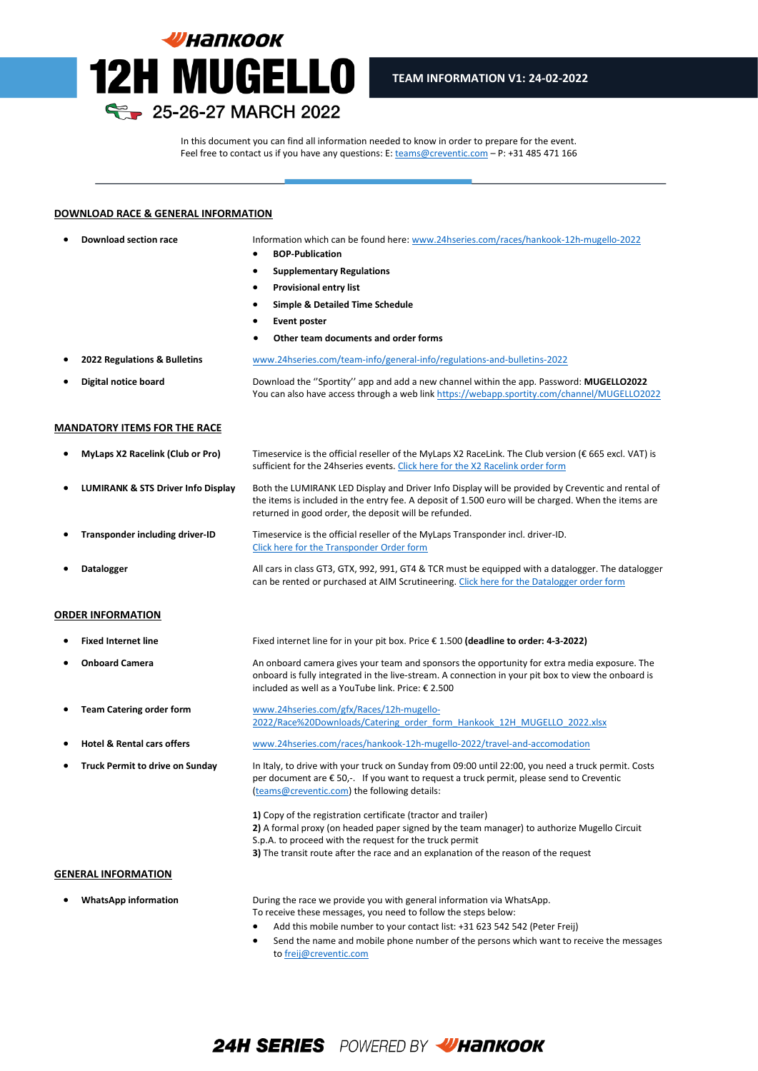# HANKOOK 12H MUGELLO

25-26-27 MARCH 2022

**TEAM INFORMATION V1: 24-02-2022**

In this document you can find all information needed to know in order to prepare for the event.
Feel free to contact us if you have any questions: E: teams@creventic.com – P: +31 485 471 166

## DOWNLOAD RACE & GENERAL INFORMATION

- **Download section race** — Information which can be found here: www.24hseries.com/races/hankook-12h-mugello-2022
  - **BOP-Publication**
  - **Supplementary Regulations**
  - **Provisional entry list**
  - **Simple & Detailed Time Schedule**
  - **Event poster**
  - **Other team documents and order forms**
- **2022 Regulations & Bulletins** — www.24hseries.com/team-info/general-info/regulations-and-bulletins-2022
- **Digital notice board** — Download the ''Sportity'' app and add a new channel within the app. Password: **MUGELLO2022**
  You can also have access through a web link https://webapp.sportity.com/channel/MUGELLO2022

## MANDATORY ITEMS FOR THE RACE

- **MyLaps X2 Racelink (Club or Pro)** — Timeservice is the official reseller of the MyLaps X2 RaceLink. The Club version (€ 665 excl. VAT) is sufficient for the 24hseries events. Click here for the X2 Racelink order form
- **LUMIRANK & STS Driver Info Display** — Both the LUMIRANK LED Display and Driver Info Display will be provided by Creventic and rental of the items is included in the entry fee. A deposit of 1.500 euro will be charged. When the items are returned in good order, the deposit will be refunded.
- **Transponder including driver-ID** — Timeservice is the official reseller of the MyLaps Transponder incl. driver-ID.
  Click here for the Transponder Order form
- **Datalogger** — All cars in class GT3, GTX, 992, 991, GT4 & TCR must be equipped with a datalogger. The datalogger can be rented or purchased at AIM Scrutineering. Click here for the Datalogger order form

## ORDER INFORMATION

- **Fixed Internet line** — Fixed internet line for in your pit box. Price € 1.500 **(deadline to order: 4-3-2022)**
- **Onboard Camera** — An onboard camera gives your team and sponsors the opportunity for extra media exposure. The onboard is fully integrated in the live-stream. A connection in your pit box to view the onboard is included as well as a YouTube link. Price: € 2.500
- **Team Catering order form** — www.24hseries.com/gfx/Races/12h-mugello-2022/Race%20Downloads/Catering_order_form_Hankook_12H_MUGELLO_2022.xlsx
- **Hotel & Rental cars offers** — www.24hseries.com/races/hankook-12h-mugello-2022/travel-and-accomodation
- **Truck Permit to drive on Sunday** — In Italy, to drive with your truck on Sunday from 09:00 until 22:00, you need a truck permit. Costs per document are € 50,-. If you want to request a truck permit, please send to Creventic (teams@creventic.com) the following details:

  **1)** Copy of the registration certificate (tractor and trailer)
  **2)** A formal proxy (on headed paper signed by the team manager) to authorize Mugello Circuit S.p.A. to proceed with the request for the truck permit
  **3)** The transit route after the race and an explanation of the reason of the request

## GENERAL INFORMATION

- **WhatsApp information** — During the race we provide you with general information via WhatsApp.
  To receive these messages, you need to follow the steps below:
  - Add this mobile number to your contact list: +31 623 542 542 (Peter Freij)
  - Send the name and mobile phone number of the persons which want to receive the messages to freij@creventic.com

24H SERIES POWERED BY HANKOOK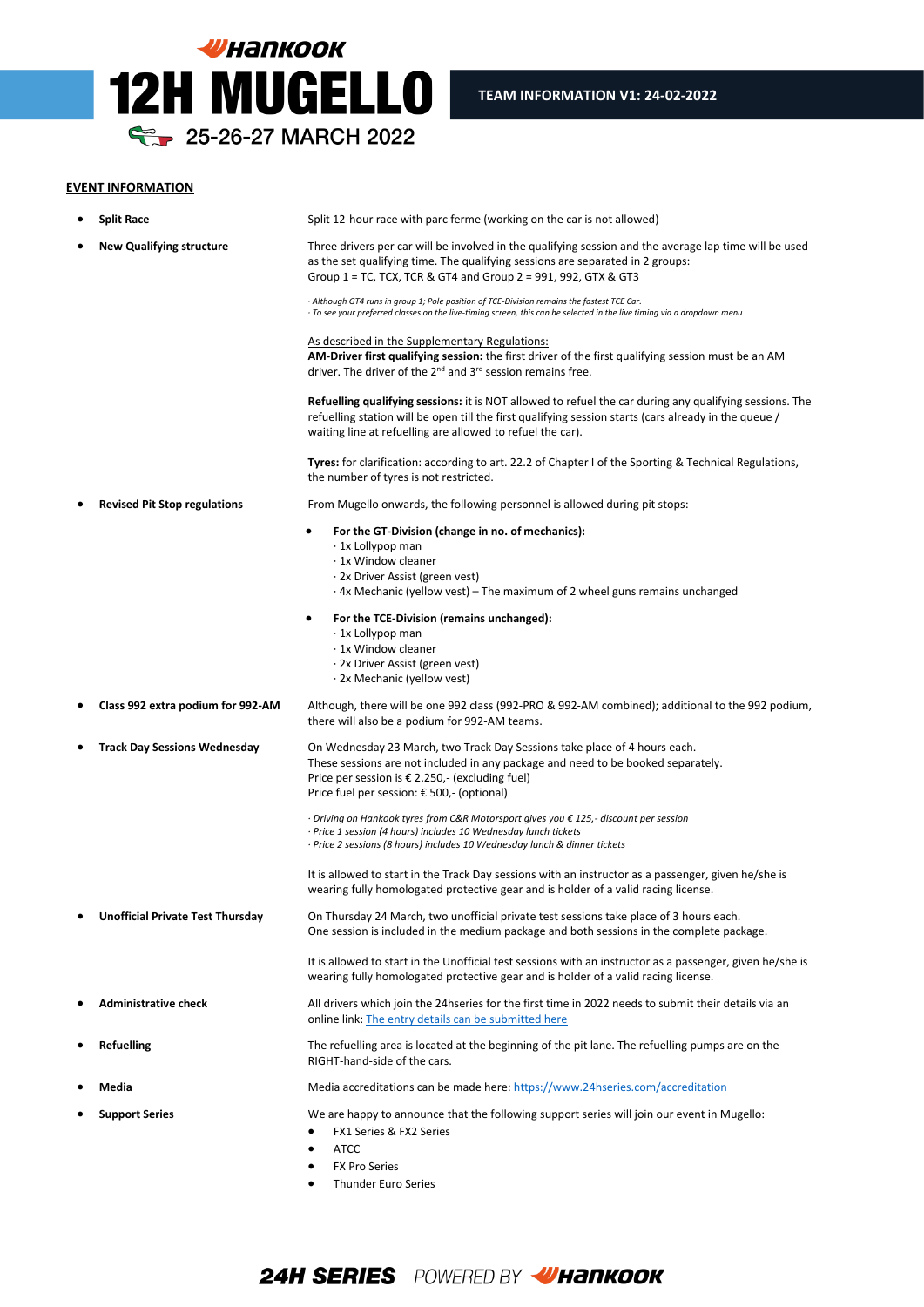# 12H MUGELLO

25-26-27 MARCH 2022

TEAM INFORMATION V1: 24-02-2022

## EVENT INFORMATION

- **Split Race**

  Split 12-hour race with parc ferme (working on the car is not allowed)

- **New Qualifying structure**

  Three drivers per car will be involved in the qualifying session and the average lap time will be used as the set qualifying time. The qualifying sessions are separated in 2 groups: Group 1 = TC, TCX, TCR & GT4 and Group 2 = 991, 992, GTX & GT3

  *· Although GT4 runs in group 1; Pole position of TCE-Division remains the fastest TCE Car.*
  *· To see your preferred classes on the live-timing screen, this can be selected in the live timing via a dropdown menu*

  As described in the Supplementary Regulations:
  **AM-Driver first qualifying session:** the first driver of the first qualifying session must be an AM driver. The driver of the 2nd and 3rd session remains free.

  **Refuelling qualifying sessions:** it is NOT allowed to refuel the car during any qualifying sessions. The refuelling station will be open till the first qualifying session starts (cars already in the queue / waiting line at refuelling are allowed to refuel the car).

  **Tyres:** for clarification: according to art. 22.2 of Chapter I of the Sporting & Technical Regulations, the number of tyres is not restricted.

- **Revised Pit Stop regulations**

  From Mugello onwards, the following personnel is allowed during pit stops:

  - **For the GT-Division (change in no. of mechanics):**
    · 1x Lollypop man
    · 1x Window cleaner
    · 2x Driver Assist (green vest)
    · 4x Mechanic (yellow vest) – The maximum of 2 wheel guns remains unchanged

  - **For the TCE-Division (remains unchanged):**
    · 1x Lollypop man
    · 1x Window cleaner
    · 2x Driver Assist (green vest)
    · 2x Mechanic (yellow vest)

- **Class 992 extra podium for 992-AM**

  Although, there will be one 992 class (992-PRO & 992-AM combined); additional to the 992 podium, there will also be a podium for 992-AM teams.

- **Track Day Sessions Wednesday**

  On Wednesday 23 March, two Track Day Sessions take place of 4 hours each.
  These sessions are not included in any package and need to be booked separately.
  Price per session is € 2.250,- (excluding fuel)
  Price fuel per session: € 500,- (optional)

  *· Driving on Hankook tyres from C&R Motorsport gives you € 125,- discount per session*
  *· Price 1 session (4 hours) includes 10 Wednesday lunch tickets*
  *· Price 2 sessions (8 hours) includes 10 Wednesday lunch & dinner tickets*

  It is allowed to start in the Track Day sessions with an instructor as a passenger, given he/she is wearing fully homologated protective gear and is holder of a valid racing license.

- **Unofficial Private Test Thursday**

  On Thursday 24 March, two unofficial private test sessions take place of 3 hours each.
  One session is included in the medium package and both sessions in the complete package.

  It is allowed to start in the Unofficial test sessions with an instructor as a passenger, given he/she is wearing fully homologated protective gear and is holder of a valid racing license.

- **Administrative check**

  All drivers which join the 24hseries for the first time in 2022 needs to submit their details via an online link: The entry details can be submitted here

- **Refuelling**

  The refuelling area is located at the beginning of the pit lane. The refuelling pumps are on the RIGHT-hand-side of the cars.

- **Media**

  Media accreditations can be made here: https://www.24hseries.com/accreditation

- **Support Series**

  We are happy to announce that the following support series will join our event in Mugello:
  - FX1 Series & FX2 Series
  - ATCC
  - FX Pro Series
  - Thunder Euro Series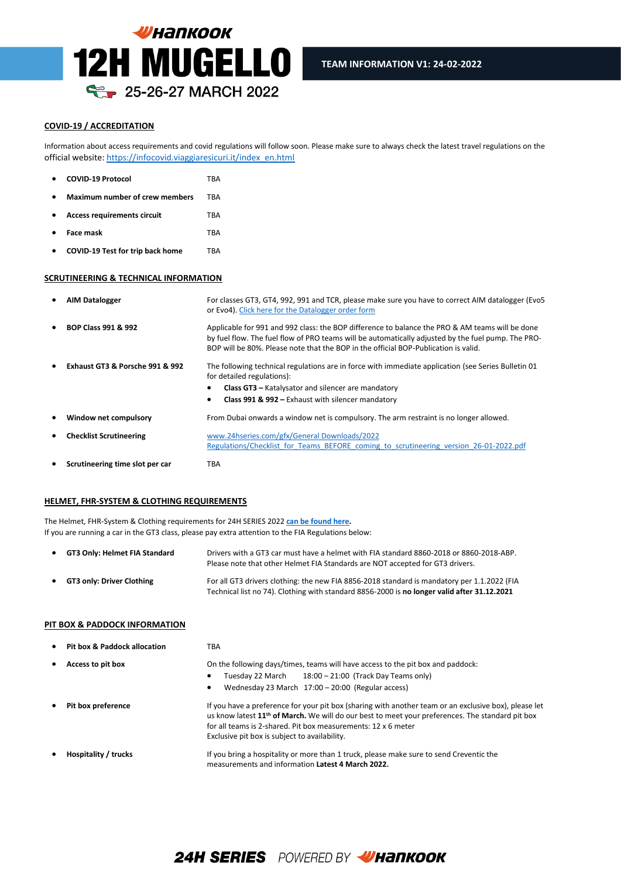# Hankook 12H MUGELLO

## 25-26-27 MARCH 2022

**TEAM INFORMATION V1: 24-02-2022**

## COVID-19 / ACCREDITATION

Information about access requirements and covid regulations will follow soon. Please make sure to always check the latest travel regulations on the official website: [https://infocovid.viaggiaresicuri.it/index_en.html](https://infocovid.viaggiaresicuri.it/index_en.html)

- **COVID-19 Protocol** TBA
- **Maximum number of crew members** TBA
- **Access requirements circuit** TBA
- **Face mask** TBA
- **COVID-19 Test for trip back home** TBA

## SCRUTINEERING & TECHNICAL INFORMATION

- **AIM Datalogger** For classes GT3, GT4, 992, 991 and TCR, please make sure you have to correct AIM datalogger (Evo5 or Evo4). Click here for the Datalogger order form
- **BOP Class 991 & 992** Applicable for 991 and 992 class: the BOP difference to balance the PRO & AM teams will be done by fuel flow. The fuel flow of PRO teams will be automatically adjusted by the fuel pump. The PRO-BOP will be 80%. Please note that the BOP in the official BOP-Publication is valid.
- **Exhaust GT3 & Porsche 991 & 992** The following technical regulations are in force with immediate application (see Series Bulletin 01 for detailed regulations):
  - **Class GT3 –** Katalysator and silencer are mandatory
  - **Class 991 & 992 –** Exhaust with silencer mandatory
- **Window net compulsory** From Dubai onwards a window net is compulsory. The arm restraint is no longer allowed.
- **Checklist Scrutineering** www.24hseries.com/gfx/General Downloads/2022 Regulations/Checklist_for_Teams_BEFORE_coming_to_scrutineering_version_26-01-2022.pdf
- **Scrutineering time slot per car** TBA

## HELMET, FHR-SYSTEM & CLOTHING REQUIREMENTS

The Helmet, FHR-System & Clothing requirements for 24H SERIES 2022 **can be found here**.
If you are running a car in the GT3 class, please pay extra attention to the FIA Regulations below:

- **GT3 Only: Helmet FIA Standard** Drivers with a GT3 car must have a helmet with FIA standard 8860-2018 or 8860-2018-ABP. Please note that other Helmet FIA Standards are NOT accepted for GT3 drivers.
- **GT3 only: Driver Clothing** For all GT3 drivers clothing: the new FIA 8856-2018 standard is mandatory per 1.1.2022 (FIA Technical list no 74). Clothing with standard 8856-2000 is **no longer valid after 31.12.2021**

## PIT BOX & PADDOCK INFORMATION

- **Pit box & Paddock allocation** TBA
- **Access to pit box** On the following days/times, teams will have access to the pit box and paddock:
  - Tuesday 22 March 18:00 – 21:00 (Track Day Teams only)
  - Wednesday 23 March 17:00 – 20:00 (Regular access)
- **Pit box preference** If you have a preference for your pit box (sharing with another team or an exclusive box), please let us know latest **11th of March.** We will do our best to meet your preferences. The standard pit box for all teams is 2-shared. Pit box measurements: 12 x 6 meter
  Exclusive pit box is subject to availability.
- **Hospitality / trucks** If you bring a hospitality or more than 1 truck, please make sure to send Creventic the measurements and information **Latest 4 March 2022.**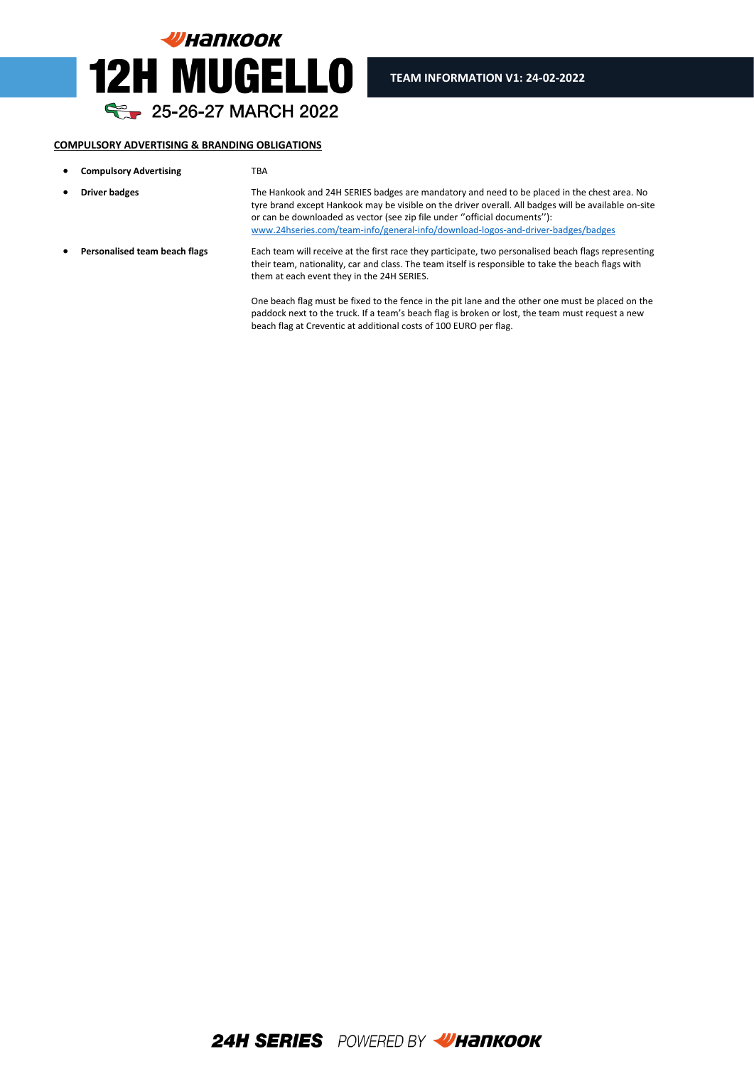## COMPULSORY ADVERTISING & BRANDING OBLIGATIONS

- **Compulsory Advertising** TBA

- **Driver badges** The Hankook and 24H SERIES badges are mandatory and need to be placed in the chest area. No tyre brand except Hankook may be visible on the driver overall. All badges will be available on-site or can be downloaded as vector (see zip file under ''official documents''): [www.24hseries.com/team-info/general-info/download-logos-and-driver-badges/badges](www.24hseries.com/team-info/general-info/download-logos-and-driver-badges/badges)

- **Personalised team beach flags** Each team will receive at the first race they participate, two personalised beach flags representing their team, nationality, car and class. The team itself is responsible to take the beach flags with them at each event they in the 24H SERIES.

  One beach flag must be fixed to the fence in the pit lane and the other one must be placed on the paddock next to the truck. If a team's beach flag is broken or lost, the team must request a new beach flag at Creventic at additional costs of 100 EURO per flag.